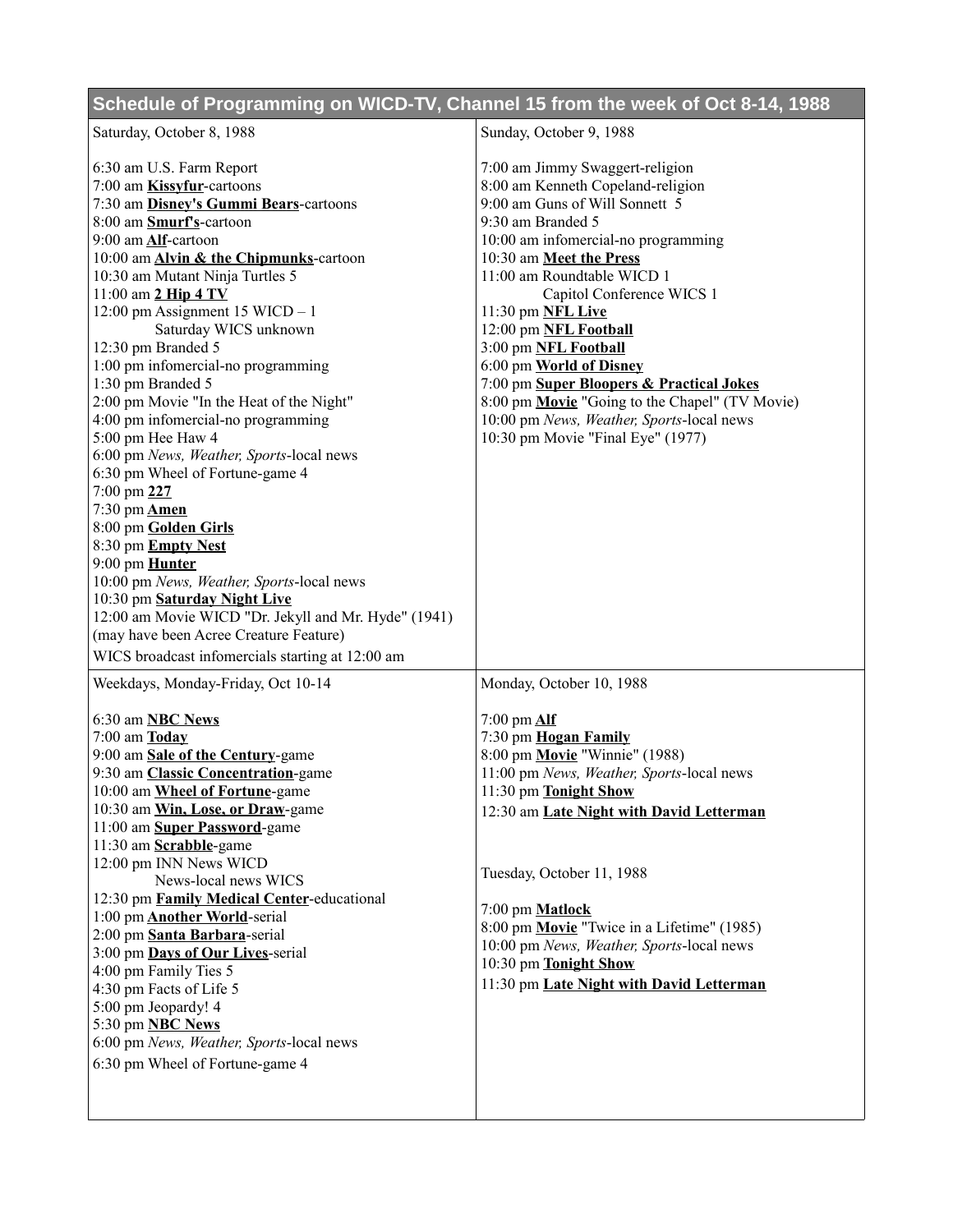## Schedule of Programming on WICD-TV, Channel 15 from the week of Oct 8-14, 1988

### Saturday, October 8, 1988

6:30 am U.S. Farm Report
7:00 am **Kissyfur**-cartoons
7:30 am **Disney's Gummi Bears**-cartoons
8:00 am **Smurf's**-cartoon
9:00 am **Alf**-cartoon
10:00 am **Alvin & the Chipmunks**-cartoon
10:30 am Mutant Ninja Turtles 5
11:00 am **2 Hip 4 TV**
12:00 pm Assignment 15 WICD – 1
        Saturday WICS unknown
12:30 pm Branded 5
1:00 pm infomercial-no programming
1:30 pm Branded 5
2:00 pm Movie "In the Heat of the Night"
4:00 pm infomercial-no programming
5:00 pm Hee Haw 4
6:00 pm *News, Weather, Sports*-local news
6:30 pm Wheel of Fortune-game 4
7:00 pm **227**
7:30 pm **Amen**
8:00 pm **Golden Girls**
8:30 pm **Empty Nest**
9:00 pm **Hunter**
10:00 pm *News, Weather, Sports*-local news
10:30 pm **Saturday Night Live**
12:00 am Movie WICD "Dr. Jekyll and Mr. Hyde" (1941)
(may have been Acree Creature Feature)
WICS broadcast infomercials starting at 12:00 am

### Sunday, October 9, 1988

7:00 am Jimmy Swaggert-religion
8:00 am Kenneth Copeland-religion
9:00 am Guns of Will Sonnett 5
9:30 am Branded 5
10:00 am infomercial-no programming
10:30 am **Meet the Press**
11:00 am Roundtable WICD 1
        Capitol Conference WICS 1
11:30 pm **NFL Live**
12:00 pm **NFL Football**
3:00 pm **NFL Football**
6:00 pm **World of Disney**
7:00 pm **Super Bloopers & Practical Jokes**
8:00 pm **Movie** "Going to the Chapel" (TV Movie)
10:00 pm *News, Weather, Sports*-local news
10:30 pm Movie "Final Eye" (1977)

### Weekdays, Monday-Friday, Oct 10-14

6:30 am **NBC News**
7:00 am **Today**
9:00 am **Sale of the Century**-game
9:30 am **Classic Concentration**-game
10:00 am **Wheel of Fortune**-game
10:30 am **Win, Lose, or Draw**-game
11:00 am **Super Password**-game
11:30 am **Scrabble**-game
12:00 pm INN News WICD
        News-local news WICS
12:30 pm **Family Medical Center**-educational
1:00 pm **Another World**-serial
2:00 pm **Santa Barbara**-serial
3:00 pm **Days of Our Lives**-serial
4:00 pm Family Ties 5
4:30 pm Facts of Life 5
5:00 pm Jeopardy! 4
5:30 pm **NBC News**
6:00 pm *News, Weather, Sports*-local news
6:30 pm Wheel of Fortune-game 4

### Monday, October 10, 1988

7:00 pm **Alf**
7:30 pm **Hogan Family**
8:00 pm **Movie** "Winnie" (1988)
11:00 pm *News, Weather, Sports*-local news
11:30 pm **Tonight Show**
12:30 am **Late Night with David Letterman**

### Tuesday, October 11, 1988

7:00 pm **Matlock**
8:00 pm **Movie** "Twice in a Lifetime" (1985)
10:00 pm *News, Weather, Sports*-local news
10:30 pm **Tonight Show**
11:30 pm **Late Night with David Letterman**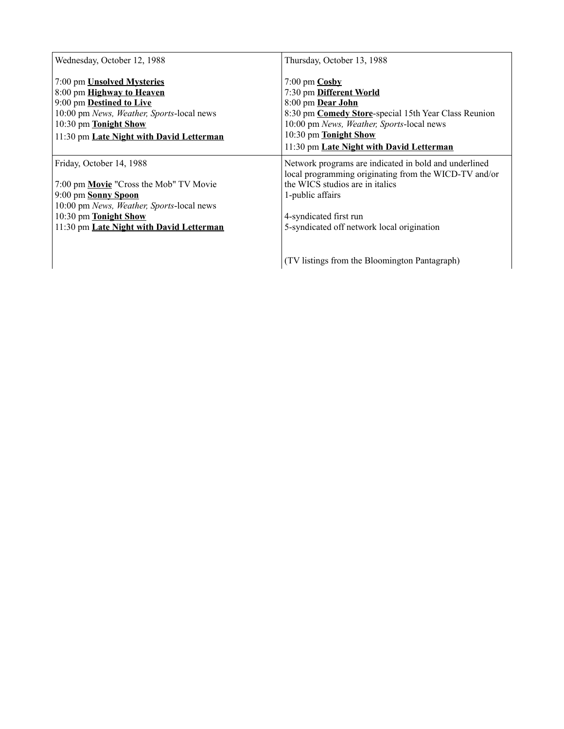| | |
|---|---|
| Wednesday, October 12, 1988<br><br>7:00 pm **<u>Unsolved Mysteries</u>**<br>8:00 pm **<u>Highway to Heaven</u>**<br>9:00 pm **<u>Destined to Live</u>**<br>10:00 pm *News, Weather, Sports*-local news<br>10:30 pm **<u>Tonight Show</u>**<br>11:30 pm **<u>Late Night with David Letterman</u>** | Thursday, October 13, 1988<br><br>7:00 pm **<u>Cosby</u>**<br>7:30 pm **<u>Different World</u>**<br>8:00 pm **<u>Dear John</u>**<br>8:30 pm **<u>Comedy Store</u>**-special 15th Year Class Reunion<br>10:00 pm *News, Weather, Sports*-local news<br>10:30 pm **<u>Tonight Show</u>**<br>11:30 pm **<u>Late Night with David Letterman</u>** |
| Friday, October 14, 1988<br><br>7:00 pm **<u>Movie</u>** "Cross the Mob" TV Movie<br>9:00 pm **<u>Sonny Spoon</u>**<br>10:00 pm *News, Weather, Sports*-local news<br>10:30 pm **<u>Tonight Show</u>**<br>11:30 pm **<u>Late Night with David Letterman</u>** | Network programs are indicated in bold and underlined local programming originating from the WICD-TV and/or the WICS studios are in italics<br>1-public affairs<br><br>4-syndicated first run<br>5-syndicated off network local origination<br><br>(TV listings from the Bloomington Pantagraph) |